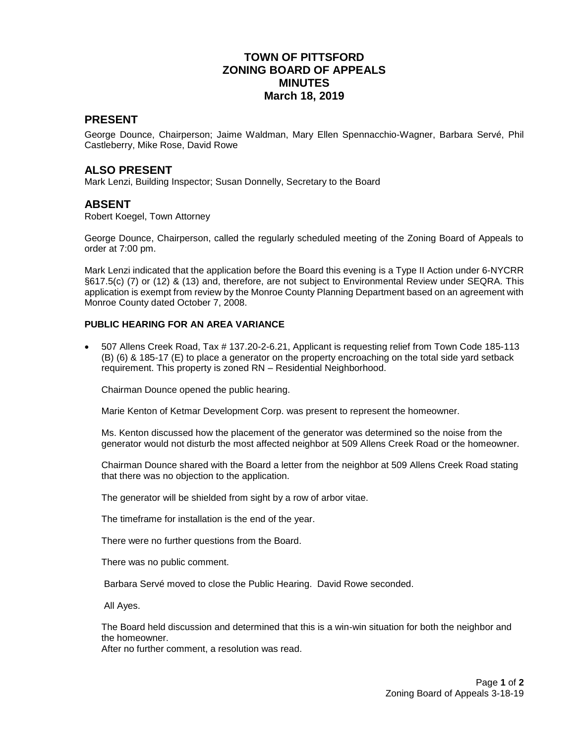# TOWN OF PITTSFORD
# ZONING BOARD OF APPEALS
# MINUTES
# March 18, 2019

## PRESENT

George Dounce, Chairperson; Jaime Waldman, Mary Ellen Spennacchio-Wagner, Barbara Servé, Phil Castleberry, Mike Rose, David Rowe

## ALSO PRESENT

Mark Lenzi, Building Inspector; Susan Donnelly, Secretary to the Board

## ABSENT

Robert Koegel, Town Attorney

George Dounce, Chairperson, called the regularly scheduled meeting of the Zoning Board of Appeals to order at 7:00 pm.

Mark Lenzi indicated that the application before the Board this evening is a Type II Action under 6-NYCRR §617.5(c) (7) or (12) & (13) and, therefore, are not subject to Environmental Review under SEQRA. This application is exempt from review by the Monroe County Planning Department based on an agreement with Monroe County dated October 7, 2008.

**PUBLIC HEARING FOR AN AREA VARIANCE**

- 507 Allens Creek Road, Tax # 137.20-2-6.21, Applicant is requesting relief from Town Code 185-113 (B) (6) & 185-17 (E) to place a generator on the property encroaching on the total side yard setback requirement. This property is zoned RN – Residential Neighborhood.

  Chairman Dounce opened the public hearing.

  Marie Kenton of Ketmar Development Corp. was present to represent the homeowner.

  Ms. Kenton discussed how the placement of the generator was determined so the noise from the generator would not disturb the most affected neighbor at 509 Allens Creek Road or the homeowner.

  Chairman Dounce shared with the Board a letter from the neighbor at 509 Allens Creek Road stating that there was no objection to the application.

  The generator will be shielded from sight by a row of arbor vitae.

  The timeframe for installation is the end of the year.

  There were no further questions from the Board.

  There was no public comment.

  Barbara Servé moved to close the Public Hearing. David Rowe seconded.

  All Ayes.

  The Board held discussion and determined that this is a win-win situation for both the neighbor and the homeowner.
  After no further comment, a resolution was read.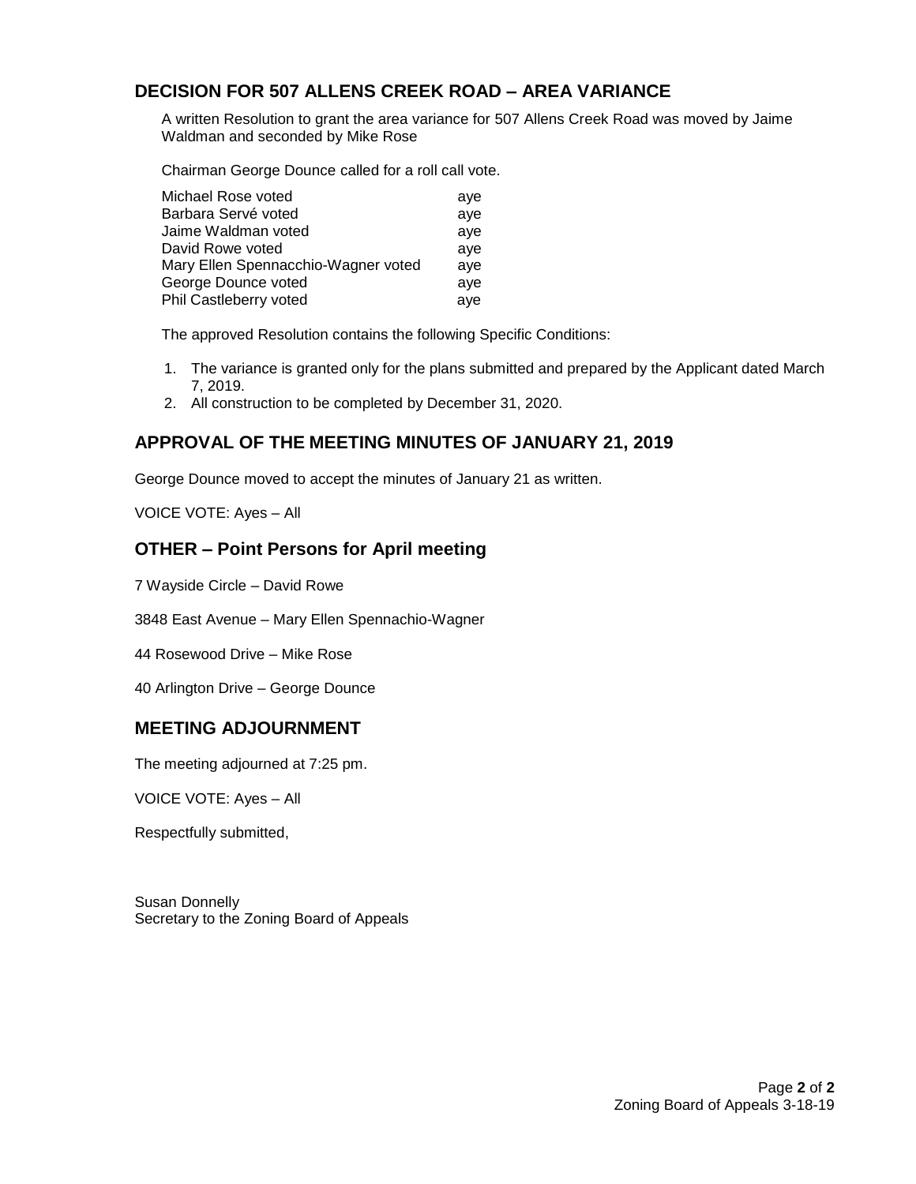## DECISION FOR 507 ALLENS CREEK ROAD – AREA VARIANCE

A written Resolution to grant the area variance for 507 Allens Creek Road was moved by Jaime Waldman and seconded by Mike Rose

Chairman George Dounce called for a roll call vote.

| | |
|---|---|
| Michael Rose voted | aye |
| Barbara Servé voted | aye |
| Jaime Waldman voted | aye |
| David Rowe voted | aye |
| Mary Ellen Spennacchio-Wagner voted | aye |
| George Dounce voted | aye |
| Phil Castleberry voted | aye |

The approved Resolution contains the following Specific Conditions:

1. The variance is granted only for the plans submitted and prepared by the Applicant dated March 7, 2019.
2. All construction to be completed by December 31, 2020.

## APPROVAL OF THE MEETING MINUTES OF JANUARY 21, 2019

George Dounce moved to accept the minutes of January 21 as written.

VOICE VOTE: Ayes – All

## OTHER – Point Persons for April meeting

7 Wayside Circle – David Rowe

3848 East Avenue – Mary Ellen Spennachio-Wagner

44 Rosewood Drive – Mike Rose

40 Arlington Drive – George Dounce

## MEETING ADJOURNMENT

The meeting adjourned at 7:25 pm.

VOICE VOTE: Ayes – All

Respectfully submitted,

Susan Donnelly
Secretary to the Zoning Board of Appeals